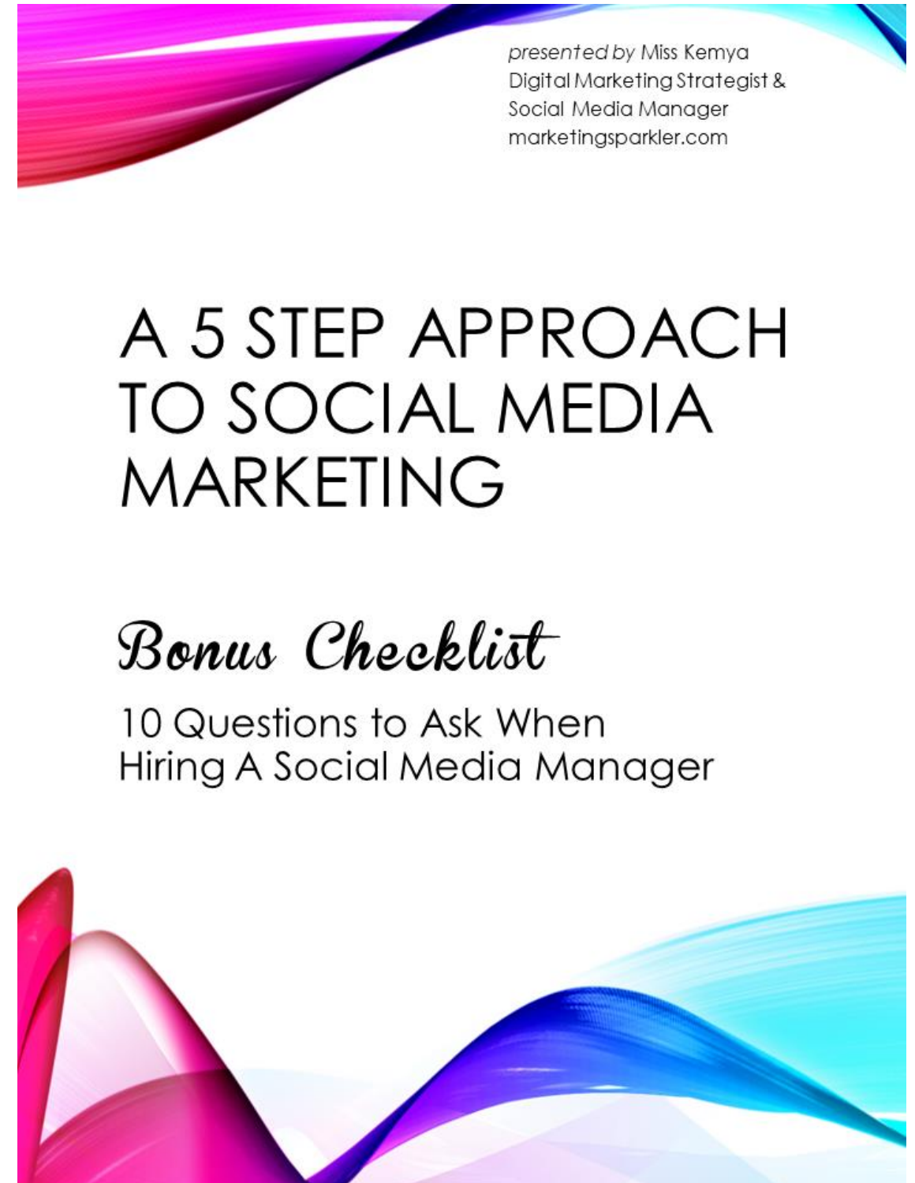*presented by* Miss Kemya
Digital Marketing Strategist &
Social Media Manager
marketingsparkler.com

# A 5 STEP APPROACH TO SOCIAL MEDIA MARKETING

## *Bonus Checklist*

10 Questions to Ask When Hiring A Social Media Manager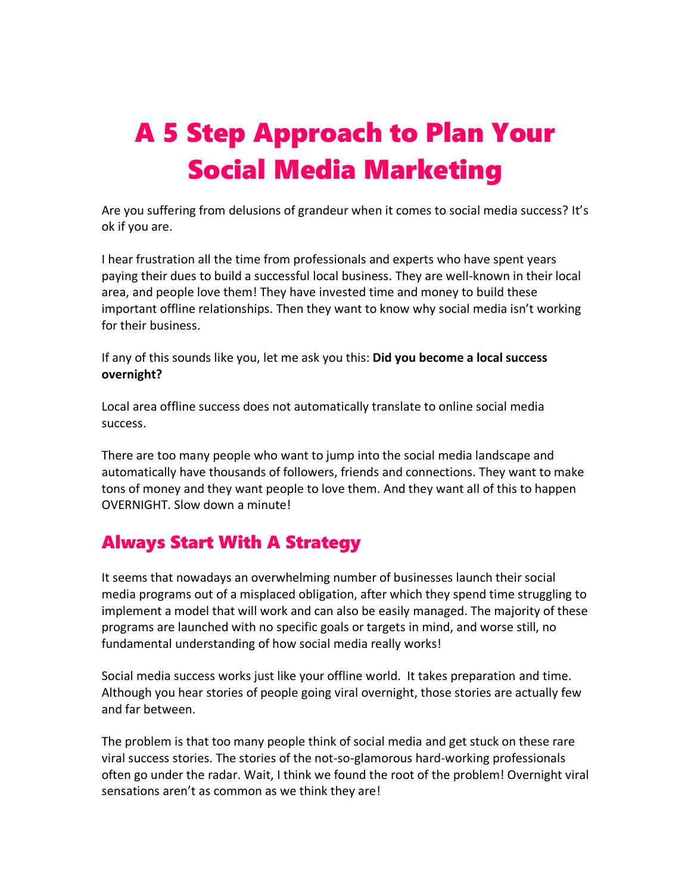# A 5 Step Approach to Plan Your Social Media Marketing

Are you suffering from delusions of grandeur when it comes to social media success? It's ok if you are.

I hear frustration all the time from professionals and experts who have spent years paying their dues to build a successful local business. They are well-known in their local area, and people love them! They have invested time and money to build these important offline relationships. Then they want to know why social media isn't working for their business.

If any of this sounds like you, let me ask you this: **Did you become a local success overnight?**

Local area offline success does not automatically translate to online social media success.

There are too many people who want to jump into the social media landscape and automatically have thousands of followers, friends and connections. They want to make tons of money and they want people to love them. And they want all of this to happen OVERNIGHT. Slow down a minute!

## Always Start With A Strategy

It seems that nowadays an overwhelming number of businesses launch their social media programs out of a misplaced obligation, after which they spend time struggling to implement a model that will work and can also be easily managed. The majority of these programs are launched with no specific goals or targets in mind, and worse still, no fundamental understanding of how social media really works!

Social media success works just like your offline world. It takes preparation and time. Although you hear stories of people going viral overnight, those stories are actually few and far between.

The problem is that too many people think of social media and get stuck on these rare viral success stories. The stories of the not-so-glamorous hard-working professionals often go under the radar. Wait, I think we found the root of the problem! Overnight viral sensations aren't as common as we think they are!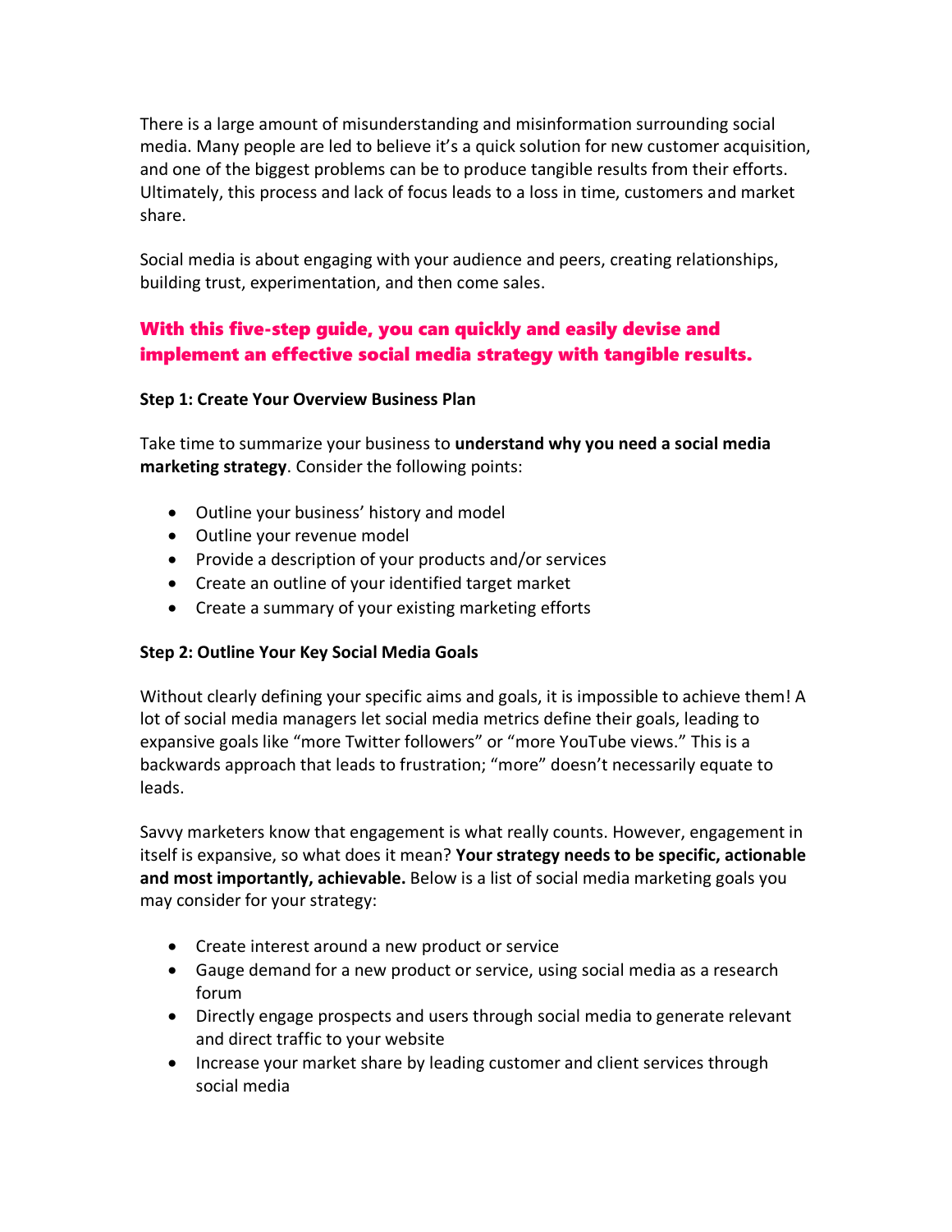There is a large amount of misunderstanding and misinformation surrounding social media. Many people are led to believe it's a quick solution for new customer acquisition, and one of the biggest problems can be to produce tangible results from their efforts. Ultimately, this process and lack of focus leads to a loss in time, customers and market share.

Social media is about engaging with your audience and peers, creating relationships, building trust, experimentation, and then come sales.

## With this five-step guide, you can quickly and easily devise and implement an effective social media strategy with tangible results.

### Step 1: Create Your Overview Business Plan

Take time to summarize your business to **understand why you need a social media marketing strategy**. Consider the following points:

- Outline your business' history and model
- Outline your revenue model
- Provide a description of your products and/or services
- Create an outline of your identified target market
- Create a summary of your existing marketing efforts

### Step 2: Outline Your Key Social Media Goals

Without clearly defining your specific aims and goals, it is impossible to achieve them! A lot of social media managers let social media metrics define their goals, leading to expansive goals like "more Twitter followers" or "more YouTube views." This is a backwards approach that leads to frustration; "more" doesn't necessarily equate to leads.

Savvy marketers know that engagement is what really counts. However, engagement in itself is expansive, so what does it mean? **Your strategy needs to be specific, actionable and most importantly, achievable.** Below is a list of social media marketing goals you may consider for your strategy:

- Create interest around a new product or service
- Gauge demand for a new product or service, using social media as a research forum
- Directly engage prospects and users through social media to generate relevant and direct traffic to your website
- Increase your market share by leading customer and client services through social media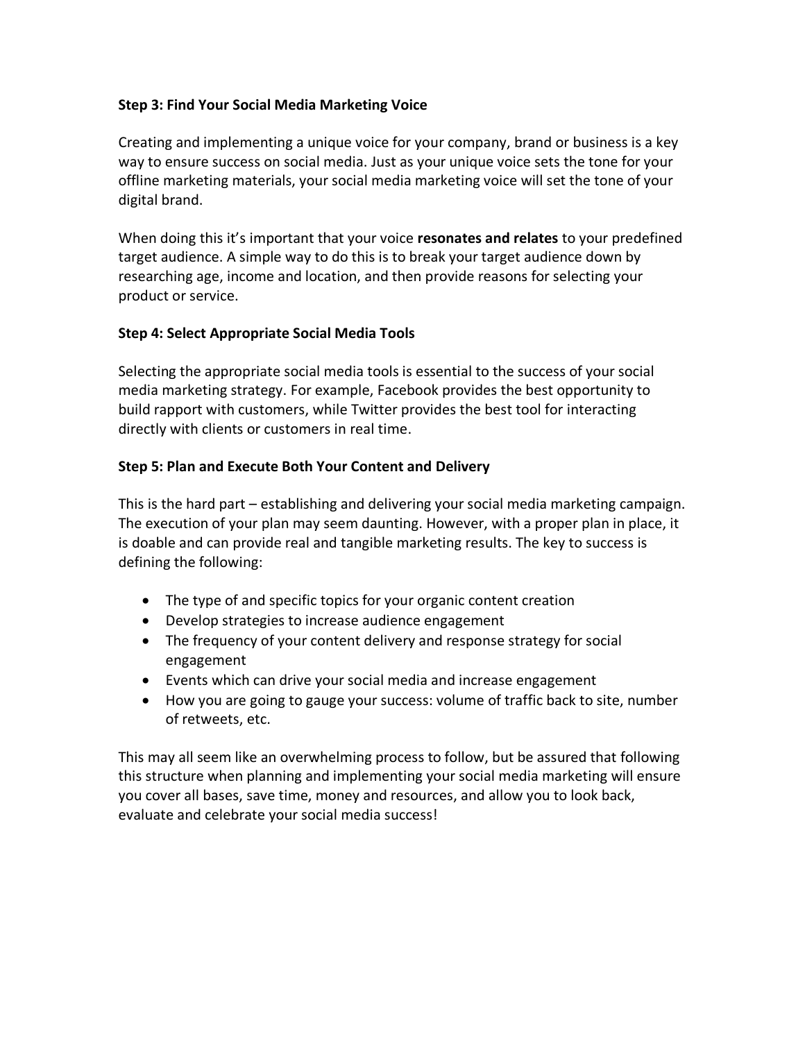**Step 3: Find Your Social Media Marketing Voice**

Creating and implementing a unique voice for your company, brand or business is a key way to ensure success on social media. Just as your unique voice sets the tone for your offline marketing materials, your social media marketing voice will set the tone of your digital brand.

When doing this it's important that your voice **resonates and relates** to your predefined target audience. A simple way to do this is to break your target audience down by researching age, income and location, and then provide reasons for selecting your product or service.

**Step 4: Select Appropriate Social Media Tools**

Selecting the appropriate social media tools is essential to the success of your social media marketing strategy. For example, Facebook provides the best opportunity to build rapport with customers, while Twitter provides the best tool for interacting directly with clients or customers in real time.

**Step 5: Plan and Execute Both Your Content and Delivery**

This is the hard part – establishing and delivering your social media marketing campaign. The execution of your plan may seem daunting. However, with a proper plan in place, it is doable and can provide real and tangible marketing results. The key to success is defining the following:

- The type of and specific topics for your organic content creation
- Develop strategies to increase audience engagement
- The frequency of your content delivery and response strategy for social engagement
- Events which can drive your social media and increase engagement
- How you are going to gauge your success: volume of traffic back to site, number of retweets, etc.

This may all seem like an overwhelming process to follow, but be assured that following this structure when planning and implementing your social media marketing will ensure you cover all bases, save time, money and resources, and allow you to look back, evaluate and celebrate your social media success!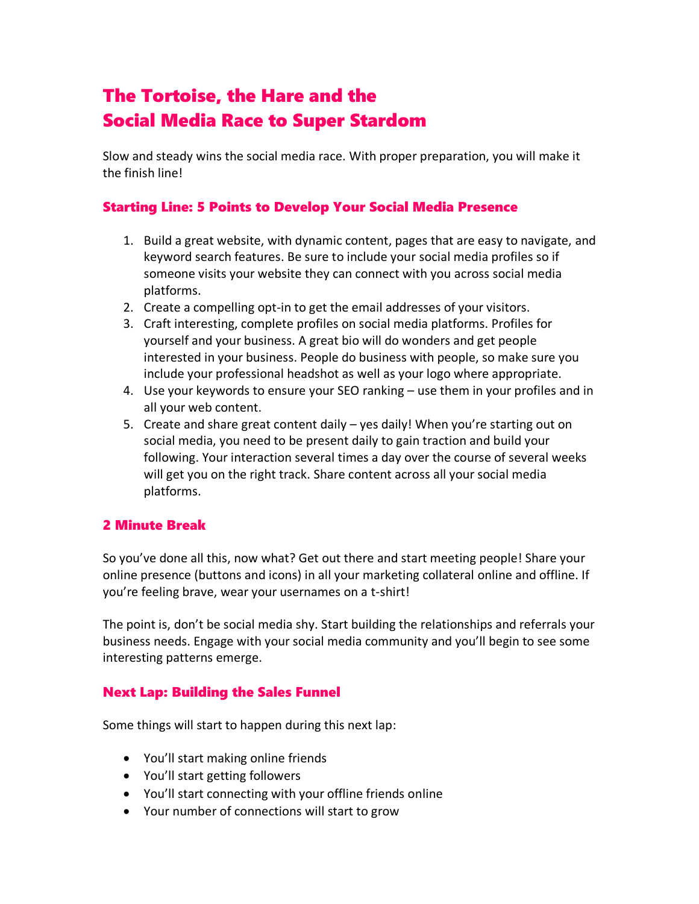# The Tortoise, the Hare and the Social Media Race to Super Stardom

Slow and steady wins the social media race. With proper preparation, you will make it the finish line!

## Starting Line: 5 Points to Develop Your Social Media Presence

1. Build a great website, with dynamic content, pages that are easy to navigate, and keyword search features. Be sure to include your social media profiles so if someone visits your website they can connect with you across social media platforms.
2. Create a compelling opt-in to get the email addresses of your visitors.
3. Craft interesting, complete profiles on social media platforms. Profiles for yourself and your business. A great bio will do wonders and get people interested in your business. People do business with people, so make sure you include your professional headshot as well as your logo where appropriate.
4. Use your keywords to ensure your SEO ranking – use them in your profiles and in all your web content.
5. Create and share great content daily – yes daily! When you're starting out on social media, you need to be present daily to gain traction and build your following. Your interaction several times a day over the course of several weeks will get you on the right track. Share content across all your social media platforms.

## 2 Minute Break

So you've done all this, now what? Get out there and start meeting people! Share your online presence (buttons and icons) in all your marketing collateral online and offline. If you're feeling brave, wear your usernames on a t-shirt!

The point is, don't be social media shy. Start building the relationships and referrals your business needs. Engage with your social media community and you'll begin to see some interesting patterns emerge.

## Next Lap: Building the Sales Funnel

Some things will start to happen during this next lap:

- You'll start making online friends
- You'll start getting followers
- You'll start connecting with your offline friends online
- Your number of connections will start to grow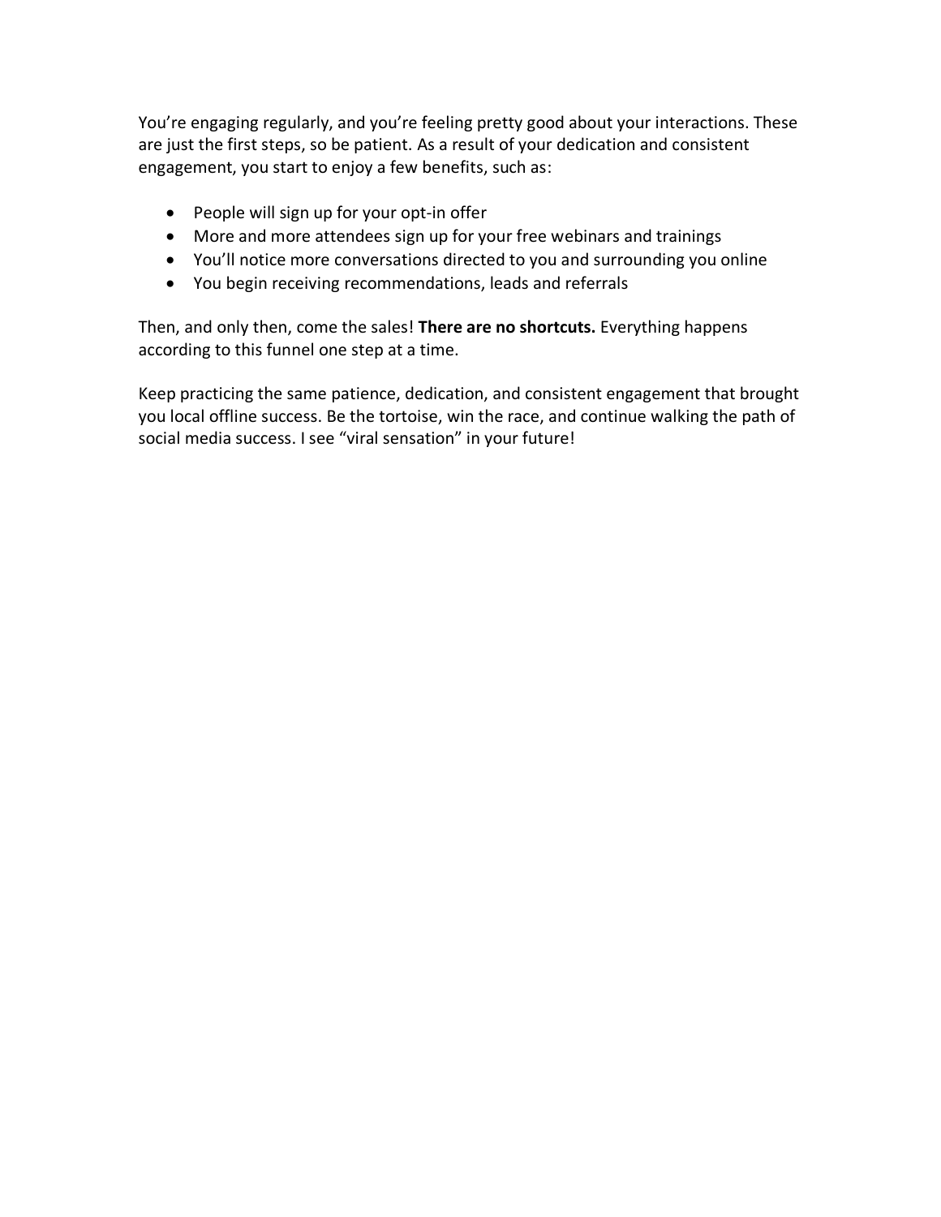You're engaging regularly, and you're feeling pretty good about your interactions. These are just the first steps, so be patient. As a result of your dedication and consistent engagement, you start to enjoy a few benefits, such as:

- People will sign up for your opt-in offer
- More and more attendees sign up for your free webinars and trainings
- You'll notice more conversations directed to you and surrounding you online
- You begin receiving recommendations, leads and referrals

Then, and only then, come the sales! **There are no shortcuts.** Everything happens according to this funnel one step at a time.

Keep practicing the same patience, dedication, and consistent engagement that brought you local offline success. Be the tortoise, win the race, and continue walking the path of social media success. I see "viral sensation" in your future!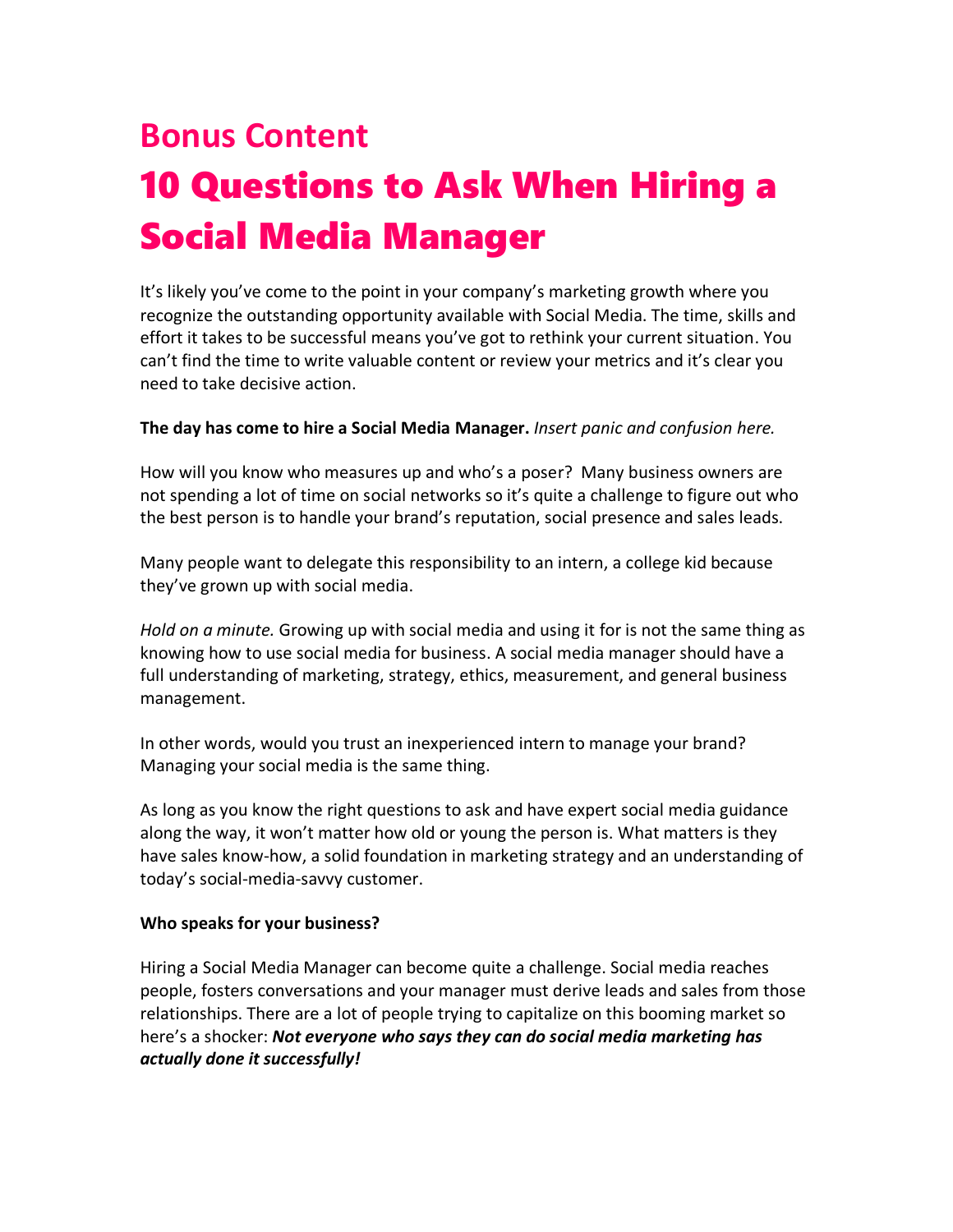## Bonus Content

# 10 Questions to Ask When Hiring a Social Media Manager

It's likely you've come to the point in your company's marketing growth where you recognize the outstanding opportunity available with Social Media. The time, skills and effort it takes to be successful means you've got to rethink your current situation. You can't find the time to write valuable content or review your metrics and it's clear you need to take decisive action.

**The day has come to hire a Social Media Manager.** *Insert panic and confusion here.*

How will you know who measures up and who's a poser? Many business owners are not spending a lot of time on social networks so it's quite a challenge to figure out who the best person is to handle your brand's reputation, social presence and sales leads.

Many people want to delegate this responsibility to an intern, a college kid because they've grown up with social media.

*Hold on a minute.* Growing up with social media and using it for is not the same thing as knowing how to use social media for business. A social media manager should have a full understanding of marketing, strategy, ethics, measurement, and general business management.

In other words, would you trust an inexperienced intern to manage your brand? Managing your social media is the same thing.

As long as you know the right questions to ask and have expert social media guidance along the way, it won't matter how old or young the person is. What matters is they have sales know-how, a solid foundation in marketing strategy and an understanding of today's social-media-savvy customer.

**Who speaks for your business?**

Hiring a Social Media Manager can become quite a challenge. Social media reaches people, fosters conversations and your manager must derive leads and sales from those relationships. There are a lot of people trying to capitalize on this booming market so here's a shocker: ***Not everyone who says they can do social media marketing has actually done it successfully!***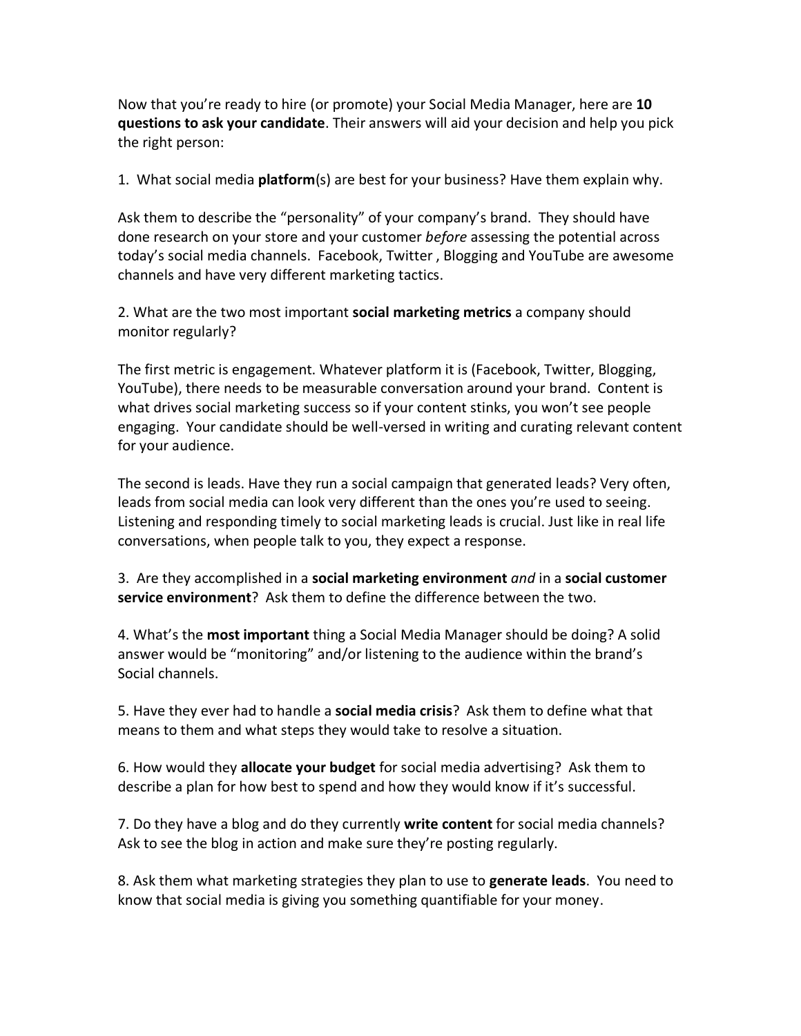Now that you're ready to hire (or promote) your Social Media Manager, here are **10 questions to ask your candidate**. Their answers will aid your decision and help you pick the right person:

1. What social media **platform**(s) are best for your business? Have them explain why.

Ask them to describe the "personality" of your company's brand. They should have done research on your store and your customer *before* assessing the potential across today's social media channels. Facebook, Twitter , Blogging and YouTube are awesome channels and have very different marketing tactics.

2. What are the two most important **social marketing metrics** a company should monitor regularly?

The first metric is engagement. Whatever platform it is (Facebook, Twitter, Blogging, YouTube), there needs to be measurable conversation around your brand. Content is what drives social marketing success so if your content stinks, you won't see people engaging. Your candidate should be well-versed in writing and curating relevant content for your audience.

The second is leads. Have they run a social campaign that generated leads? Very often, leads from social media can look very different than the ones you're used to seeing. Listening and responding timely to social marketing leads is crucial. Just like in real life conversations, when people talk to you, they expect a response.

3. Are they accomplished in a **social marketing environment** *and* in a **social customer service environment**? Ask them to define the difference between the two.

4. What's the **most important** thing a Social Media Manager should be doing? A solid answer would be "monitoring" and/or listening to the audience within the brand's Social channels.

5. Have they ever had to handle a **social media crisis**? Ask them to define what that means to them and what steps they would take to resolve a situation.

6. How would they **allocate your budget** for social media advertising? Ask them to describe a plan for how best to spend and how they would know if it's successful.

7. Do they have a blog and do they currently **write content** for social media channels? Ask to see the blog in action and make sure they're posting regularly.

8. Ask them what marketing strategies they plan to use to **generate leads**. You need to know that social media is giving you something quantifiable for your money.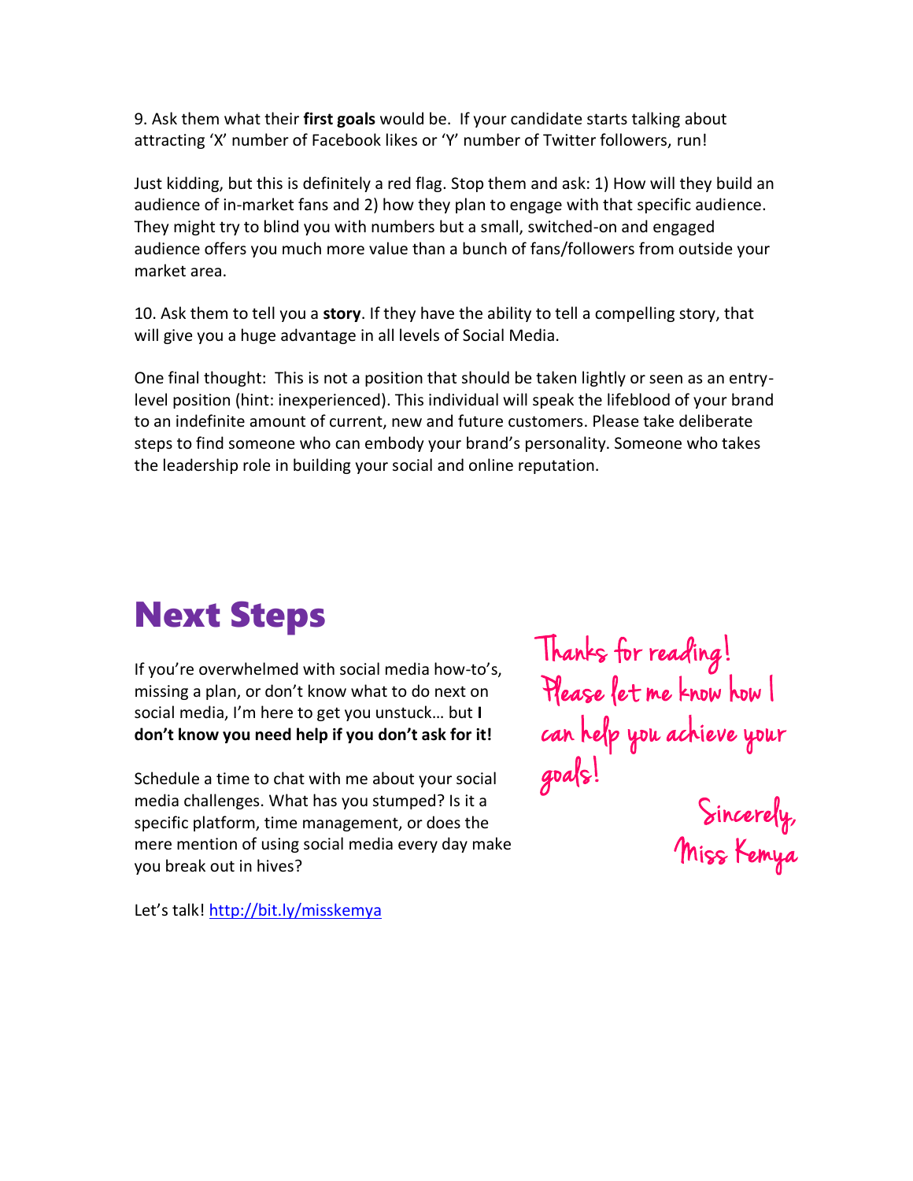9. Ask them what their **first goals** would be. If your candidate starts talking about attracting 'X' number of Facebook likes or 'Y' number of Twitter followers, run!

Just kidding, but this is definitely a red flag. Stop them and ask: 1) How will they build an audience of in-market fans and 2) how they plan to engage with that specific audience. They might try to blind you with numbers but a small, switched-on and engaged audience offers you much more value than a bunch of fans/followers from outside your market area.

10. Ask them to tell you a **story**. If they have the ability to tell a compelling story, that will give you a huge advantage in all levels of Social Media.

One final thought: This is not a position that should be taken lightly or seen as an entry-level position (hint: inexperienced). This individual will speak the lifeblood of your brand to an indefinite amount of current, new and future customers. Please take deliberate steps to find someone who can embody your brand's personality. Someone who takes the leadership role in building your social and online reputation.

# Next Steps

If you're overwhelmed with social media how-to's, missing a plan, or don't know what to do next on social media, I'm here to get you unstuck… but **I don't know you need help if you don't ask for it!**

Schedule a time to chat with me about your social media challenges. What has you stumped? Is it a specific platform, time management, or does the mere mention of using social media every day make you break out in hives?

Let's talk! [http://bit.ly/misskemya](http://bit.ly/misskemya)

Thanks for reading! Please let me know how I can help you achieve your goals!

Sincerely,
Miss Kemya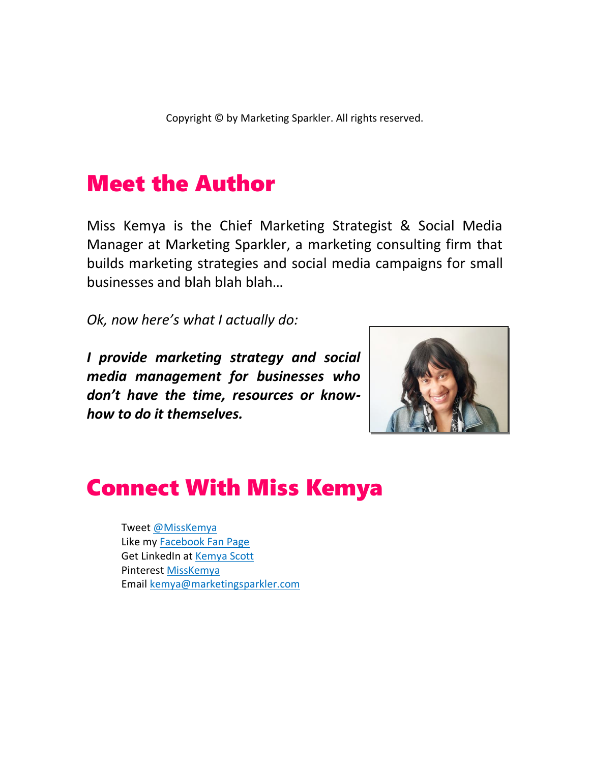Copyright © by Marketing Sparkler. All rights reserved.

# Meet the Author

Miss Kemya is the Chief Marketing Strategist & Social Media Manager at Marketing Sparkler, a marketing consulting firm that builds marketing strategies and social media campaigns for small businesses and blah blah blah…

*Ok, now here's what I actually do:*

***I provide marketing strategy and social media management for businesses who don't have the time, resources or know-how to do it themselves.***

# Connect With Miss Kemya

Tweet @MissKemya
Like my Facebook Fan Page
Get LinkedIn at Kemya Scott
Pinterest MissKemya
Email kemya@marketingsparkler.com